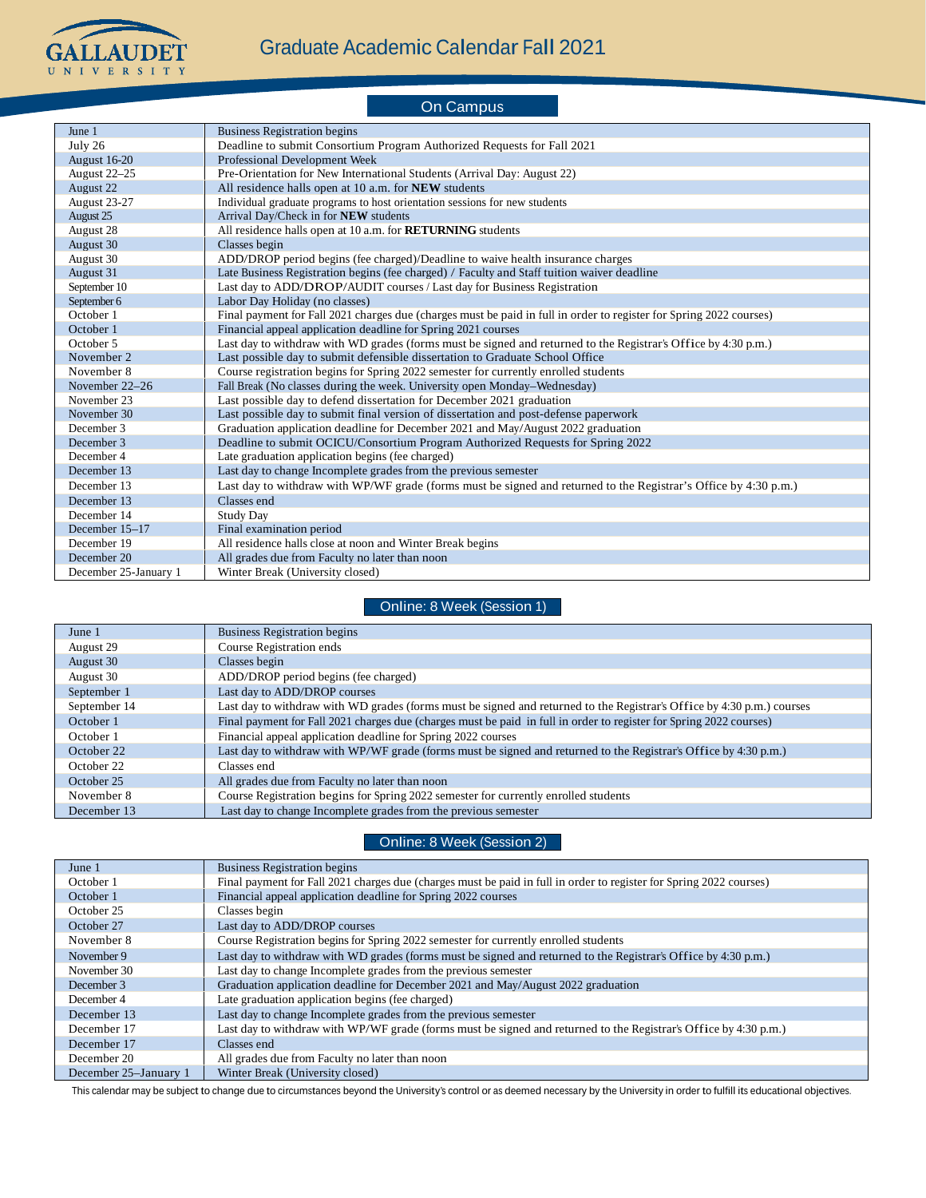GALLAUDET UNIVERSITY

# Graduate Academic Calendar Fall 2021

## On Campus

| Date | Event |
|---|---|
| June 1 | Business Registration begins |
| July 26 | Deadline to submit Consortium Program Authorized Requests for Fall 2021 |
| August 16-20 | Professional Development Week |
| August 22–25 | Pre-Orientation for New International Students (Arrival Day: August 22) |
| August 22 | All residence halls open at 10 a.m. for **NEW** students |
| August 23-27 | Individual graduate programs to host orientation sessions for new students |
| August 25 | Arrival Day/Check in for **NEW** students |
| August 28 | All residence halls open at 10 a.m. for **RETURNING** students |
| August 30 | Classes begin |
| August 30 | ADD/DROP period begins (fee charged)/Deadline to waive health insurance charges |
| August 31 | Late Business Registration begins (fee charged) / Faculty and Staff tuition waiver deadline |
| September 10 | Last day to ADD/DROP/AUDIT courses / Last day for Business Registration |
| September 6 | Labor Day Holiday (no classes) |
| October 1 | Final payment for Fall 2021 charges due (charges must be paid in full in order to register for Spring 2022 courses) |
| October 1 | Financial appeal application deadline for Spring 2021 courses |
| October 5 | Last day to withdraw with WD grades (forms must be signed and returned to the Registrar's Office by 4:30 p.m.) |
| November 2 | Last possible day to submit defensible dissertation to Graduate School Office |
| November 8 | Course registration begins for Spring 2022 semester for currently enrolled students |
| November 22–26 | Fall Break (No classes during the week. University open Monday–Wednesday) |
| November 23 | Last possible day to defend dissertation for December 2021 graduation |
| November 30 | Last possible day to submit final version of dissertation and post-defense paperwork |
| December 3 | Graduation application deadline for December 2021 and May/August 2022 graduation |
| December 3 | Deadline to submit OCICU/Consortium Program Authorized Requests for Spring 2022 |
| December 4 | Late graduation application begins (fee charged) |
| December 13 | Last day to change Incomplete grades from the previous semester |
| December 13 | Last day to withdraw with WP/WF grade (forms must be signed and returned to the Registrar's Office by 4:30 p.m.) |
| December 13 | Classes end |
| December 14 | Study Day |
| December 15–17 | Final examination period |
| December 19 | All residence halls close at noon and Winter Break begins |
| December 20 | All grades due from Faculty no later than noon |
| December 25-January 1 | Winter Break (University closed) |

## Online: 8 Week (Session 1)

| Date | Event |
|---|---|
| June 1 | Business Registration begins |
| August 29 | Course Registration ends |
| August 30 | Classes begin |
| August 30 | ADD/DROP period begins (fee charged) |
| September 1 | Last day to ADD/DROP courses |
| September 14 | Last day to withdraw with WD grades (forms must be signed and returned to the Registrar's Office by 4:30 p.m.) courses |
| October 1 | Final payment for Fall 2021 charges due (charges must be paid in full in order to register for Spring 2022 courses) |
| October 1 | Financial appeal application deadline for Spring 2022 courses |
| October 22 | Last day to withdraw with WP/WF grade (forms must be signed and returned to the Registrar's Office by 4:30 p.m.) |
| October 22 | Classes end |
| October 25 | All grades due from Faculty no later than noon |
| November 8 | Course Registration begins for Spring 2022 semester for currently enrolled students |
| December 13 | Last day to change Incomplete grades from the previous semester |

## Online: 8 Week (Session 2)

| Date | Event |
|---|---|
| June 1 | Business Registration begins |
| October 1 | Final payment for Fall 2021 charges due (charges must be paid in full in order to register for Spring 2022 courses) |
| October 1 | Financial appeal application deadline for Spring 2022 courses |
| October 25 | Classes begin |
| October 27 | Last day to ADD/DROP courses |
| November 8 | Course Registration begins for Spring 2022 semester for currently enrolled students |
| November 9 | Last day to withdraw with WD grades (forms must be signed and returned to the Registrar's Office by 4:30 p.m.) |
| November 30 | Last day to change Incomplete grades from the previous semester |
| December 3 | Graduation application deadline for December 2021 and May/August 2022 graduation |
| December 4 | Late graduation application begins (fee charged) |
| December 13 | Last day to change Incomplete grades from the previous semester |
| December 17 | Last day to withdraw with WP/WF grade (forms must be signed and returned to the Registrar's Office by 4:30 p.m.) |
| December 17 | Classes end |
| December 20 | All grades due from Faculty no later than noon |
| December 25–January 1 | Winter Break (University closed) |

This calendar may be subject to change due to circumstances beyond the University's control or as deemed necessary by the University in order to fulfill its educational objectives.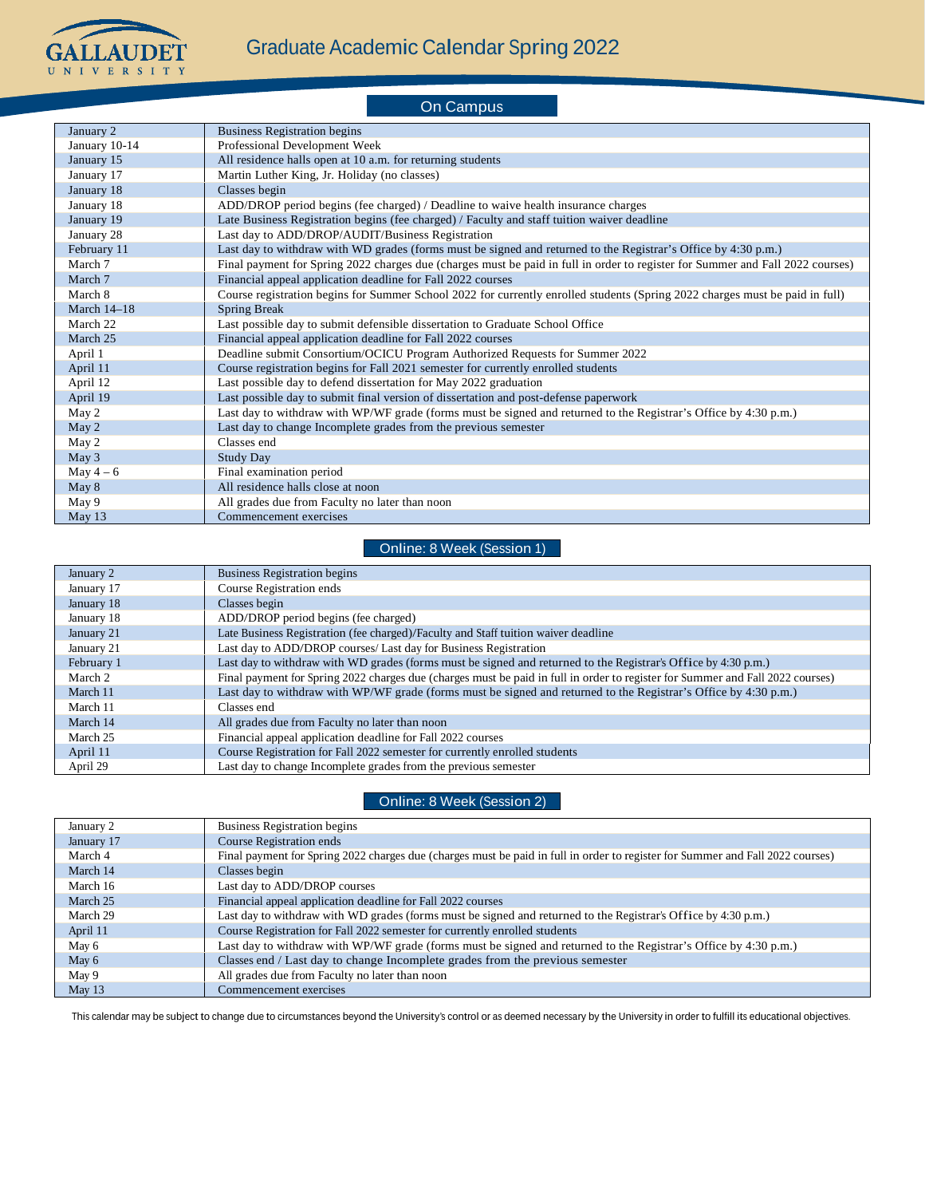# Graduate Academic Calendar Spring 2022

GALLAUDET UNIVERSITY

## On Campus

| | |
|---|---|
| January 2 | Business Registration begins |
| January 10-14 | Professional Development Week |
| January 15 | All residence halls open at 10 a.m. for returning students |
| January 17 | Martin Luther King, Jr. Holiday (no classes) |
| January 18 | Classes begin |
| January 18 | ADD/DROP period begins (fee charged) / Deadline to waive health insurance charges |
| January 19 | Late Business Registration begins (fee charged) / Faculty and staff tuition waiver deadline |
| January 28 | Last day to ADD/DROP/AUDIT/Business Registration |
| February 11 | Last day to withdraw with WD grades (forms must be signed and returned to the Registrar's Office by 4:30 p.m.) |
| March 7 | Final payment for Spring 2022 charges due (charges must be paid in full in order to register for Summer and Fall 2022 courses) |
| March 7 | Financial appeal application deadline for Fall 2022 courses |
| March 8 | Course registration begins for Summer School 2022 for currently enrolled students (Spring 2022 charges must be paid in full) |
| March 14–18 | Spring Break |
| March 22 | Last possible day to submit defensible dissertation to Graduate School Office |
| March 25 | Financial appeal application deadline for Fall 2022 courses |
| April 1 | Deadline submit Consortium/OCICU Program Authorized Requests for Summer 2022 |
| April 11 | Course registration begins for Fall 2021 semester for currently enrolled students |
| April 12 | Last possible day to defend dissertation for May 2022 graduation |
| April 19 | Last possible day to submit final version of dissertation and post-defense paperwork |
| May 2 | Last day to withdraw with WP/WF grade (forms must be signed and returned to the Registrar's Office by 4:30 p.m.) |
| May 2 | Last day to change Incomplete grades from the previous semester |
| May 2 | Classes end |
| May 3 | Study Day |
| May 4 – 6 | Final examination period |
| May 8 | All residence halls close at noon |
| May 9 | All grades due from Faculty no later than noon |
| May 13 | Commencement exercises |

## Online: 8 Week (Session 1)

| | |
|---|---|
| January 2 | Business Registration begins |
| January 17 | Course Registration ends |
| January 18 | Classes begin |
| January 18 | ADD/DROP period begins (fee charged) |
| January 21 | Late Business Registration (fee charged)/Faculty and Staff tuition waiver deadline |
| January 21 | Last day to ADD/DROP courses/ Last day for Business Registration |
| February 1 | Last day to withdraw with WD grades (forms must be signed and returned to the Registrar's Office by 4:30 p.m.) |
| March 2 | Final payment for Spring 2022 charges due (charges must be paid in full in order to register for Summer and Fall 2022 courses) |
| March 11 | Last day to withdraw with WP/WF grade (forms must be signed and returned to the Registrar's Office by 4:30 p.m.) |
| March 11 | Classes end |
| March 14 | All grades due from Faculty no later than noon |
| March 25 | Financial appeal application deadline for Fall 2022 courses |
| April 11 | Course Registration for Fall 2022 semester for currently enrolled students |
| April 29 | Last day to change Incomplete grades from the previous semester |

## Online: 8 Week (Session 2)

| | |
|---|---|
| January 2 | Business Registration begins |
| January 17 | Course Registration ends |
| March 4 | Final payment for Spring 2022 charges due (charges must be paid in full in order to register for Summer and Fall 2022 courses) |
| March 14 | Classes begin |
| March 16 | Last day to ADD/DROP courses |
| March 25 | Financial appeal application deadline for Fall 2022 courses |
| March 29 | Last day to withdraw with WD grades (forms must be signed and returned to the Registrar's Office by 4:30 p.m.) |
| April 11 | Course Registration for Fall 2022 semester for currently enrolled students |
| May 6 | Last day to withdraw with WP/WF grade (forms must be signed and returned to the Registrar's Office by 4:30 p.m.) |
| May 6 | Classes end / Last day to change Incomplete grades from the previous semester |
| May 9 | All grades due from Faculty no later than noon |
| May 13 | Commencement exercises |

This calendar may be subject to change due to circumstances beyond the University's control or as deemed necessary by the University in order to fulfill its educational objectives.